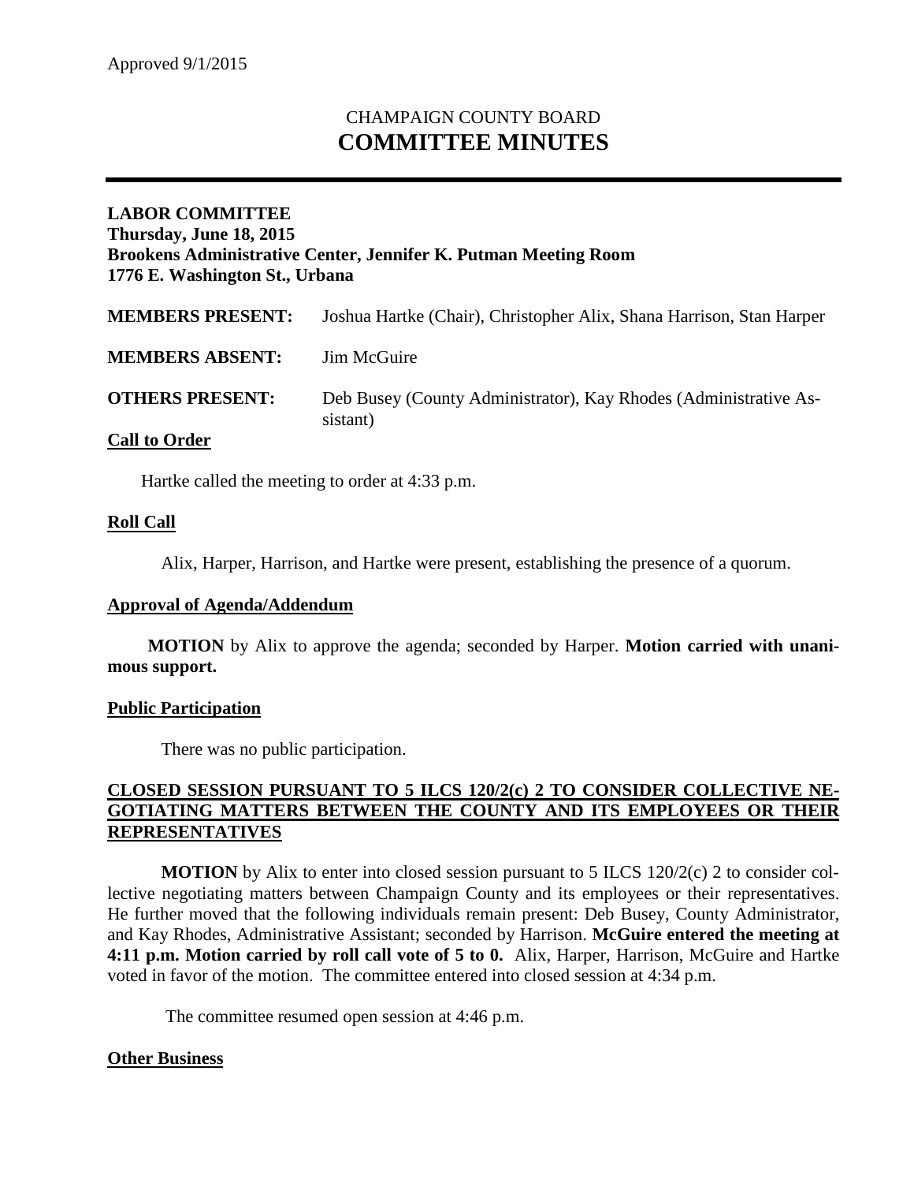Approved 9/1/2015

# CHAMPAIGN COUNTY BOARD
# COMMITTEE MINUTES

**LABOR COMMITTEE**
**Thursday, June 18, 2015**
**Brookens Administrative Center, Jennifer K. Putman Meeting Room**
**1776 E. Washington St., Urbana**

**MEMBERS PRESENT:** Joshua Hartke (Chair), Christopher Alix, Shana Harrison, Stan Harper

**MEMBERS ABSENT:** Jim McGuire

**OTHERS PRESENT:** Deb Busey (County Administrator), Kay Rhodes (Administrative Assistant)

**Call to Order**

Hartke called the meeting to order at 4:33 p.m.

**Roll Call**

Alix, Harper, Harrison, and Hartke were present, establishing the presence of a quorum.

**Approval of Agenda/Addendum**

**MOTION** by Alix to approve the agenda; seconded by Harper. **Motion carried with unanimous support.**

**Public Participation**

There was no public participation.

**CLOSED SESSION PURSUANT TO 5 ILCS 120/2(c) 2 TO CONSIDER COLLECTIVE NEGOTIATING MATTERS BETWEEN THE COUNTY AND ITS EMPLOYEES OR THEIR REPRESENTATIVES**

**MOTION** by Alix to enter into closed session pursuant to 5 ILCS 120/2(c) 2 to consider collective negotiating matters between Champaign County and its employees or their representatives. He further moved that the following individuals remain present: Deb Busey, County Administrator, and Kay Rhodes, Administrative Assistant; seconded by Harrison. **McGuire entered the meeting at 4:11 p.m. Motion carried by roll call vote of 5 to 0.** Alix, Harper, Harrison, McGuire and Hartke voted in favor of the motion. The committee entered into closed session at 4:34 p.m.

The committee resumed open session at 4:46 p.m.

**Other Business**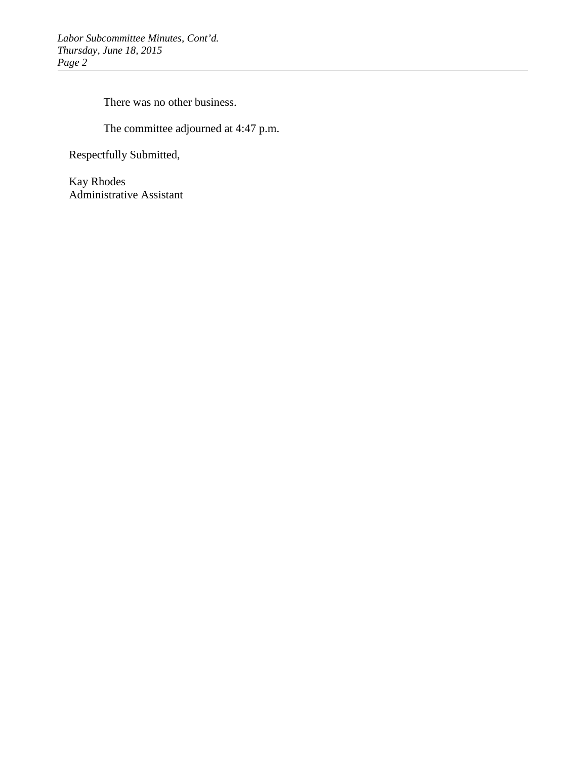There was no other business.

The committee adjourned at 4:47 p.m.

Respectfully Submitted,

Kay Rhodes
Administrative Assistant